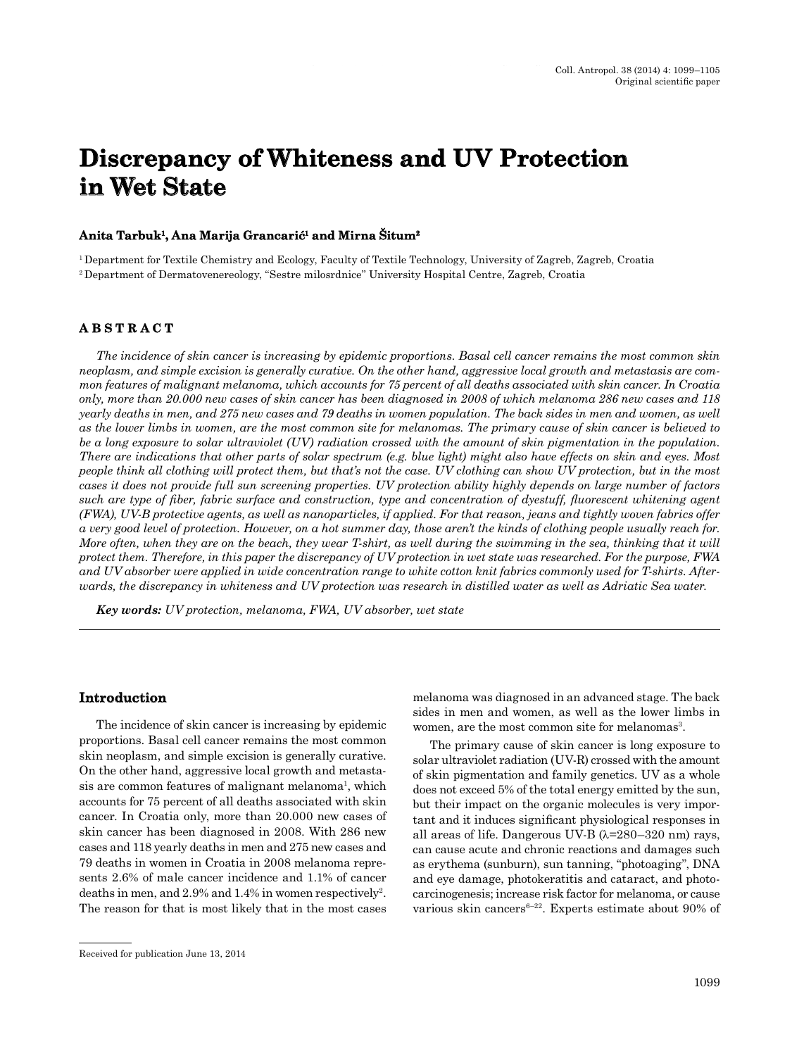# Discrepancy of Whiteness and UV Protection in Wet State

**Anita Tarbuk[1], Ana Marija Grancarić[1] and Mirna Šitum[2]**

[1] Department for Textile Chemistry and Ecology, Faculty of Textile Technology, University of Zagreb, Zagreb, Croatia
[2] Department of Dermatovenereology, "Sestre milosrdnice" University Hospital Centre, Zagreb, Croatia

## ABSTRACT

*The incidence of skin cancer is increasing by epidemic proportions. Basal cell cancer remains the most common skin neoplasm, and simple excision is generally curative. On the other hand, aggressive local growth and metastasis are common features of malignant melanoma, which accounts for 75 percent of all deaths associated with skin cancer. In Croatia only, more than 20.000 new cases of skin cancer has been diagnosed in 2008 of which melanoma 286 new cases and 118 yearly deaths in men, and 275 new cases and 79 deaths in women population. The back sides in men and women, as well as the lower limbs in women, are the most common site for melanomas. The primary cause of skin cancer is believed to be a long exposure to solar ultraviolet (UV) radiation crossed with the amount of skin pigmentation in the population. There are indications that other parts of solar spectrum (e.g. blue light) might also have effects on skin and eyes. Most people think all clothing will protect them, but that's not the case. UV clothing can show UV protection, but in the most cases it does not provide full sun screening properties. UV protection ability highly depends on large number of factors such are type of fiber, fabric surface and construction, type and concentration of dyestuff, fluorescent whitening agent (FWA), UV-B protective agents, as well as nanoparticles, if applied. For that reason, jeans and tightly woven fabrics offer a very good level of protection. However, on a hot summer day, those aren't the kinds of clothing people usually reach for. More often, when they are on the beach, they wear T-shirt, as well during the swimming in the sea, thinking that it will protect them. Therefore, in this paper the discrepancy of UV protection in wet state was researched. For the purpose, FWA and UV absorber were applied in wide concentration range to white cotton knit fabrics commonly used for T-shirts. Afterwards, the discrepancy in whiteness and UV protection was research in distilled water as well as Adriatic Sea water.*

***Key words:*** *UV protection, melanoma, FWA, UV absorber, wet state*

## Introduction

The incidence of skin cancer is increasing by epidemic proportions. Basal cell cancer remains the most common skin neoplasm, and simple excision is generally curative. On the other hand, aggressive local growth and metastasis are common features of malignant melanoma[1], which accounts for 75 percent of all deaths associated with skin cancer. In Croatia only, more than 20.000 new cases of skin cancer has been diagnosed in 2008. With 286 new cases and 118 yearly deaths in men and 275 new cases and 79 deaths in women in Croatia in 2008 melanoma represents 2.6% of male cancer incidence and 1.1% of cancer deaths in men, and 2.9% and 1.4% in women respectively[2]. The reason for that is most likely that in the most cases melanoma was diagnosed in an advanced stage. The back sides in men and women, as well as the lower limbs in women, are the most common site for melanomas[3].

The primary cause of skin cancer is long exposure to solar ultraviolet radiation (UV-R) crossed with the amount of skin pigmentation and family genetics. UV as a whole does not exceed 5% of the total energy emitted by the sun, but their impact on the organic molecules is very important and it induces significant physiological responses in all areas of life. Dangerous UV-B ($\lambda$=280–320 nm) rays, can cause acute and chronic reactions and damages such as erythema (sunburn), sun tanning, "photoaging", DNA and eye damage, photokeratitis and cataract, and photocarcinogenesis; increase risk factor for melanoma, or cause various skin cancers[6–22]. Experts estimate about 90% of

Received for publication June 13, 2014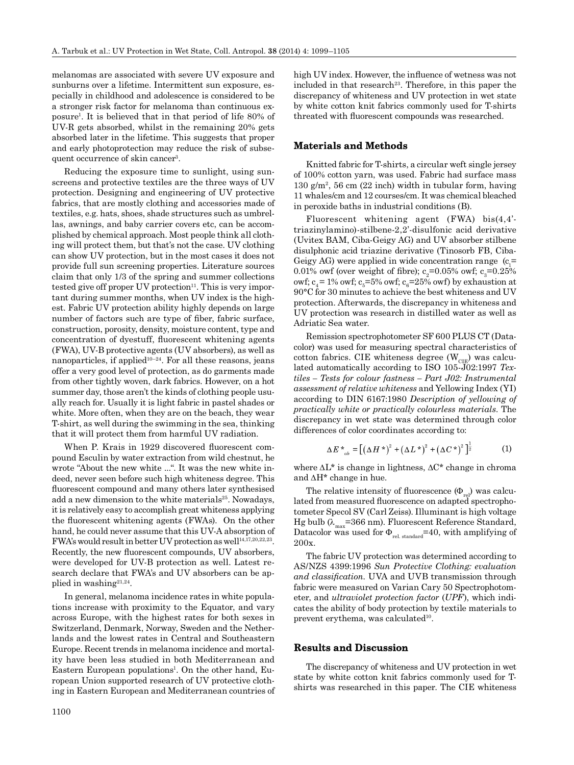melanomas are associated with severe UV exposure and sunburns over a lifetime. Intermittent sun exposure, especially in childhood and adolescence is considered to be a stronger risk factor for melanoma than continuous exposure[1]. It is believed that in that period of life 80% of UV-R gets absorbed, whilst in the remaining 20% gets absorbed later in the lifetime. This suggests that proper and early photoprotection may reduce the risk of subsequent occurrence of skin cancer[3].

Reducing the exposure time to sunlight, using sunscreens and protective textiles are the three ways of UV protection. Designing and engineering of UV protective fabrics, that are mostly clothing and accessories made of textiles, e.g. hats, shoes, shade structures such as umbrellas, awnings, and baby carrier covers etc, can be accomplished by chemical approach. Most people think all clothing will protect them, but that's not the case. UV clothing can show UV protection, but in the most cases it does not provide full sun screening properties. Literature sources claim that only 1/3 of the spring and summer collections tested give off proper UV protection[11]. This is very important during summer months, when UV index is the highest. Fabric UV protection ability highly depends on large number of factors such are type of fiber, fabric surface, construction, porosity, density, moisture content, type and concentration of dyestuff, fluorescent whitening agents (FWA), UV-B protective agents (UV absorbers), as well as nanoparticles, if applied[10–24]. For all these reasons, jeans offer a very good level of protection, as do garments made from other tightly woven, dark fabrics. However, on a hot summer day, those aren't the kinds of clothing people usually reach for. Usually it is light fabric in pastel shades or white. More often, when they are on the beach, they wear T-shirt, as well during the swimming in the sea, thinking that it will protect them from harmful UV radiation.

When P. Krais in 1929 discovered fluorescent compound Esculin by water extraction from wild chestnut, he wrote "About the new white ...". It was the new white indeed, never seen before such high whiteness degree. This fluorescent compound and many others later synthesised add a new dimension to the white materials[25]. Nowadays, it is relatively easy to accomplish great whiteness applying the fluorescent whitening agents (FWAs). On the other hand, he could never assume that this UV-A absorption of FWA's would result in better UV protection as well[14,17,20,22,23]. Recently, the new fluorescent compounds, UV absorbers, were developed for UV-B protection as well. Latest research declare that FWA's and UV absorbers can be applied in washing[21,24].

In general, melanoma incidence rates in white populations increase with proximity to the Equator, and vary across Europe, with the highest rates for both sexes in Switzerland, Denmark, Norway, Sweden and the Netherlands and the lowest rates in Central and Southeastern Europe. Recent trends in melanoma incidence and mortality have been less studied in both Mediterranean and Eastern European populations[1]. On the other hand, European Union supported research of UV protective clothing in Eastern European and Mediterranean countries of high UV index. However, the influence of wetness was not included in that research[23]. Therefore, in this paper the discrepancy of whiteness and UV protection in wet state by white cotton knit fabrics commonly used for T-shirts threated with fluorescent compounds was researched.

## Materials and Methods

Knitted fabric for T-shirts, a circular weft single jersey of 100% cotton yarn, was used. Fabric had surface mass 130 g/m$^2$, 56 cm (22 inch) width in tubular form, having 11 whales/cm and 12 courses/cm. It was chemical bleached in peroxide baths in industrial conditions (B).

Fluorescent whitening agent (FWA) bis(4,4'-triazinylamino)-stilbene-2,2'-disulfonic acid derivative (Uvitex BAM, Ciba-Geigy AG) and UV absorber stilbene disulphonic acid triazine derivative (Tinosorb FB, Ciba-Geigy AG) were applied in wide concentration range ($c_1$= 0.01% owf (over weight of fibre); $c_2$=0.05% owf; $c_3$=0.25% owf; $c_4$= 1% owf; $c_5$=5% owf; $c_6$=25% owf) by exhaustion at 90°C for 30 minutes to achieve the best whiteness and UV protection. Afterwards, the discrepancy in whiteness and UV protection was research in distilled water as well as Adriatic Sea water.

Remission spectrophotometer SF 600 PLUS CT (Datacolor) was used for measuring spectral characteristics of cotton fabrics. CIE whiteness degree ($W_{CIE}$) was calculated automatically according to ISO 105-J02:1997 *Textiles – Tests for colour fastness – Part J02: Instrumental assessment of relative whiteness* and Yellowing Index (YI) according to DIN 6167:1980 *Description of yellowing of practically white or practically colourless materials*. The discrepancy in wet state was determined through color differences of color coordinates according to:

$$\Delta E^*_{ab} = \left[\left(\Delta H^*\right)^2 + \left(\Delta L^*\right)^2 + \left(\Delta C^*\right)^2\right]^{\frac{1}{2}} \qquad (1)$$

where $\Delta L^*$ is change in lightness, $\Delta C^*$ change in chroma and $\Delta H^*$ change in hue.

The relative intensity of fluorescence ($\Phi_{rel}$) was calculated from measured fluorescence on adapted spectrophotometer Specol SV (Carl Zeiss). Illuminant is high voltage Hg bulb ($\lambda_{max}$=366 nm). Fluorescent Reference Standard, Datacolor was used for $\Phi_{rel.\ standard}$=40, with amplifying of 200x.

The fabric UV protection was determined according to AS/NZS 4399:1996 *Sun Protective Clothing: evaluation and classification*. UVA and UVB transmission through fabric were measured on Varian Cary 50 Spectrophotometer, and *ultraviolet protection factor* (*UPF*), which indicates the ability of body protection by textile materials to prevent erythema, was calculated[10].

## Results and Discussion

The discrepancy of whiteness and UV protection in wet state by white cotton knit fabrics commonly used for T-shirts was researched in this paper. The CIE whiteness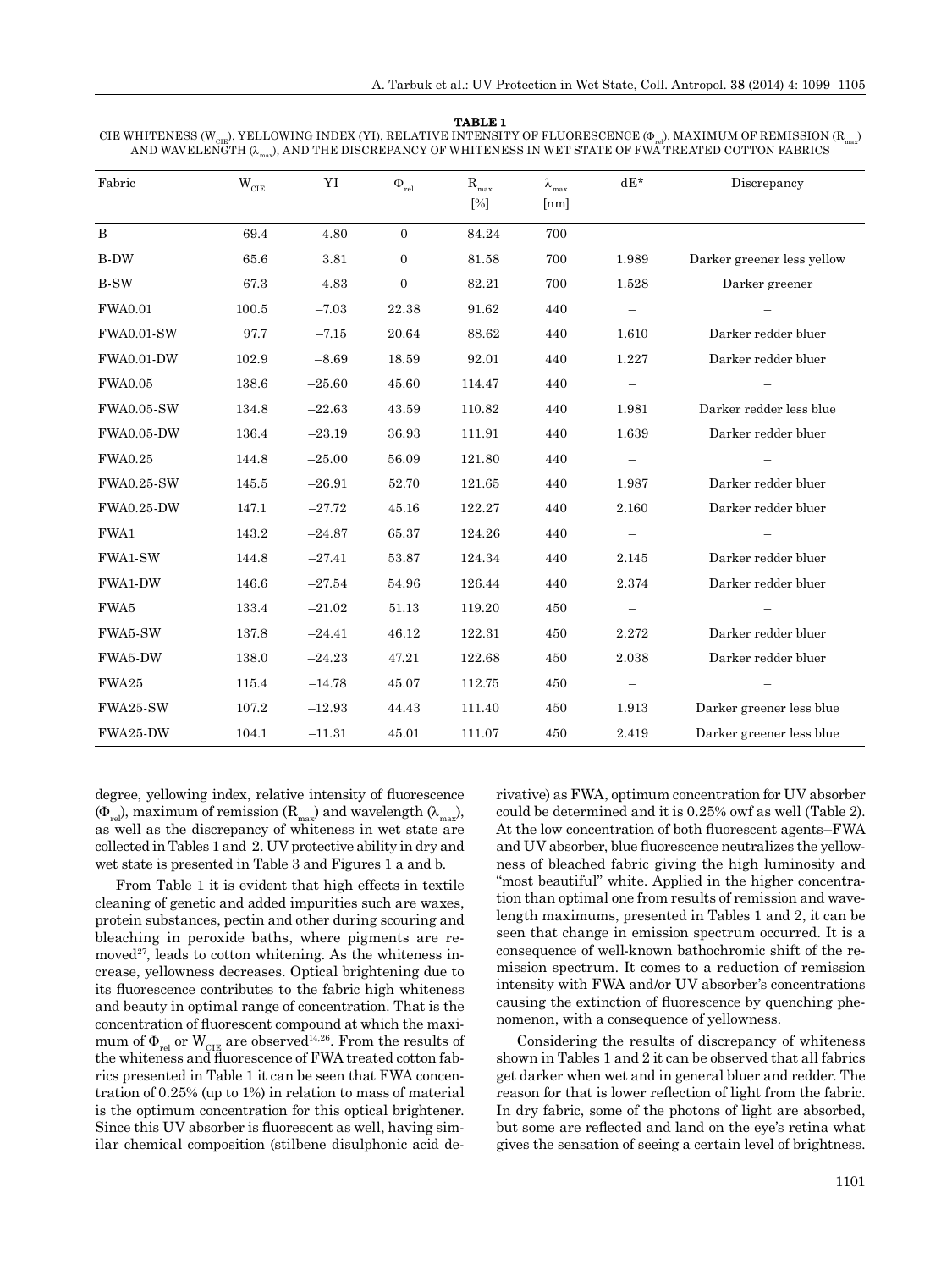**TABLE 1**

CIE WHITENESS ($W_{CIE}$), YELLOWING INDEX (YI), RELATIVE INTENSITY OF FLUORESCENCE ($\Phi_{rel}$), MAXIMUM OF REMISSION ($R_{max}$) AND WAVELENGTH ($\lambda_{max}$), AND THE DISCREPANCY OF WHITENESS IN WET STATE OF FWA TREATED COTTON FABRICS

| Fabric | $W_{CIE}$ | YI | $\Phi_{rel}$ | $R_{max}$ [%] | $\lambda_{max}$ [nm] | dE* | Discrepancy |
|---|---|---|---|---|---|---|---|
| B | 69.4 | 4.80 | 0 | 84.24 | 700 | – | – |
| B-DW | 65.6 | 3.81 | 0 | 81.58 | 700 | 1.989 | Darker greener less yellow |
| B-SW | 67.3 | 4.83 | 0 | 82.21 | 700 | 1.528 | Darker greener |
| FWA0.01 | 100.5 | –7.03 | 22.38 | 91.62 | 440 | – | – |
| FWA0.01-SW | 97.7 | –7.15 | 20.64 | 88.62 | 440 | 1.610 | Darker redder bluer |
| FWA0.01-DW | 102.9 | –8.69 | 18.59 | 92.01 | 440 | 1.227 | Darker redder bluer |
| FWA0.05 | 138.6 | –25.60 | 45.60 | 114.47 | 440 | – | – |
| FWA0.05-SW | 134.8 | –22.63 | 43.59 | 110.82 | 440 | 1.981 | Darker redder less blue |
| FWA0.05-DW | 136.4 | –23.19 | 36.93 | 111.91 | 440 | 1.639 | Darker redder bluer |
| FWA0.25 | 144.8 | –25.00 | 56.09 | 121.80 | 440 | – | – |
| FWA0.25-SW | 145.5 | –26.91 | 52.70 | 121.65 | 440 | 1.987 | Darker redder bluer |
| FWA0.25-DW | 147.1 | –27.72 | 45.16 | 122.27 | 440 | 2.160 | Darker redder bluer |
| FWA1 | 143.2 | –24.87 | 65.37 | 124.26 | 440 | – | – |
| FWA1-SW | 144.8 | –27.41 | 53.87 | 124.34 | 440 | 2.145 | Darker redder bluer |
| FWA1-DW | 146.6 | –27.54 | 54.96 | 126.44 | 440 | 2.374 | Darker redder bluer |
| FWA5 | 133.4 | –21.02 | 51.13 | 119.20 | 450 | – | – |
| FWA5-SW | 137.8 | –24.41 | 46.12 | 122.31 | 450 | 2.272 | Darker redder bluer |
| FWA5-DW | 138.0 | –24.23 | 47.21 | 122.68 | 450 | 2.038 | Darker redder bluer |
| FWA25 | 115.4 | –14.78 | 45.07 | 112.75 | 450 | – | – |
| FWA25-SW | 107.2 | –12.93 | 44.43 | 111.40 | 450 | 1.913 | Darker greener less blue |
| FWA25-DW | 104.1 | –11.31 | 45.01 | 111.07 | 450 | 2.419 | Darker greener less blue |

degree, yellowing index, relative intensity of fluorescence ($\Phi_{rel}$), maximum of remission ($R_{max}$) and wavelength ($\lambda_{max}$), as well as the discrepancy of whiteness in wet state are collected in Tables 1 and 2. UV protective ability in dry and wet state is presented in Table 3 and Figures 1 a and b.

From Table 1 it is evident that high effects in textile cleaning of genetic and added impurities such are waxes, protein substances, pectin and other during scouring and bleaching in peroxide baths, where pigments are removed[27], leads to cotton whitening. As the whiteness increase, yellowness decreases. Optical brightening due to its fluorescence contributes to the fabric high whiteness and beauty in optimal range of concentration. That is the concentration of fluorescent compound at which the maximum of $\Phi_{rel}$ or $W_{CIE}$ are observed[14,26]. From the results of the whiteness and fluorescence of FWA treated cotton fabrics presented in Table 1 it can be seen that FWA concentration of 0.25% (up to 1%) in relation to mass of material is the optimum concentration for this optical brightener. Since this UV absorber is fluorescent as well, having similar chemical composition (stilbene disulphonic acid derivative) as FWA, optimum concentration for UV absorber could be determined and it is 0.25% owf as well (Table 2). At the low concentration of both fluorescent agents–FWA and UV absorber, blue fluorescence neutralizes the yellowness of bleached fabric giving the high luminosity and "most beautiful" white. Applied in the higher concentration than optimal one from results of remission and wavelength maximums, presented in Tables 1 and 2, it can be seen that change in emission spectrum occurred. It is a consequence of well-known bathochromic shift of the remission spectrum. It comes to a reduction of remission intensity with FWA and/or UV absorber's concentrations causing the extinction of fluorescence by quenching phenomenon, with a consequence of yellowness.

Considering the results of discrepancy of whiteness shown in Tables 1 and 2 it can be observed that all fabrics get darker when wet and in general bluer and redder. The reason for that is lower reflection of light from the fabric. In dry fabric, some of the photons of light are absorbed, but some are reflected and land on the eye's retina what gives the sensation of seeing a certain level of brightness.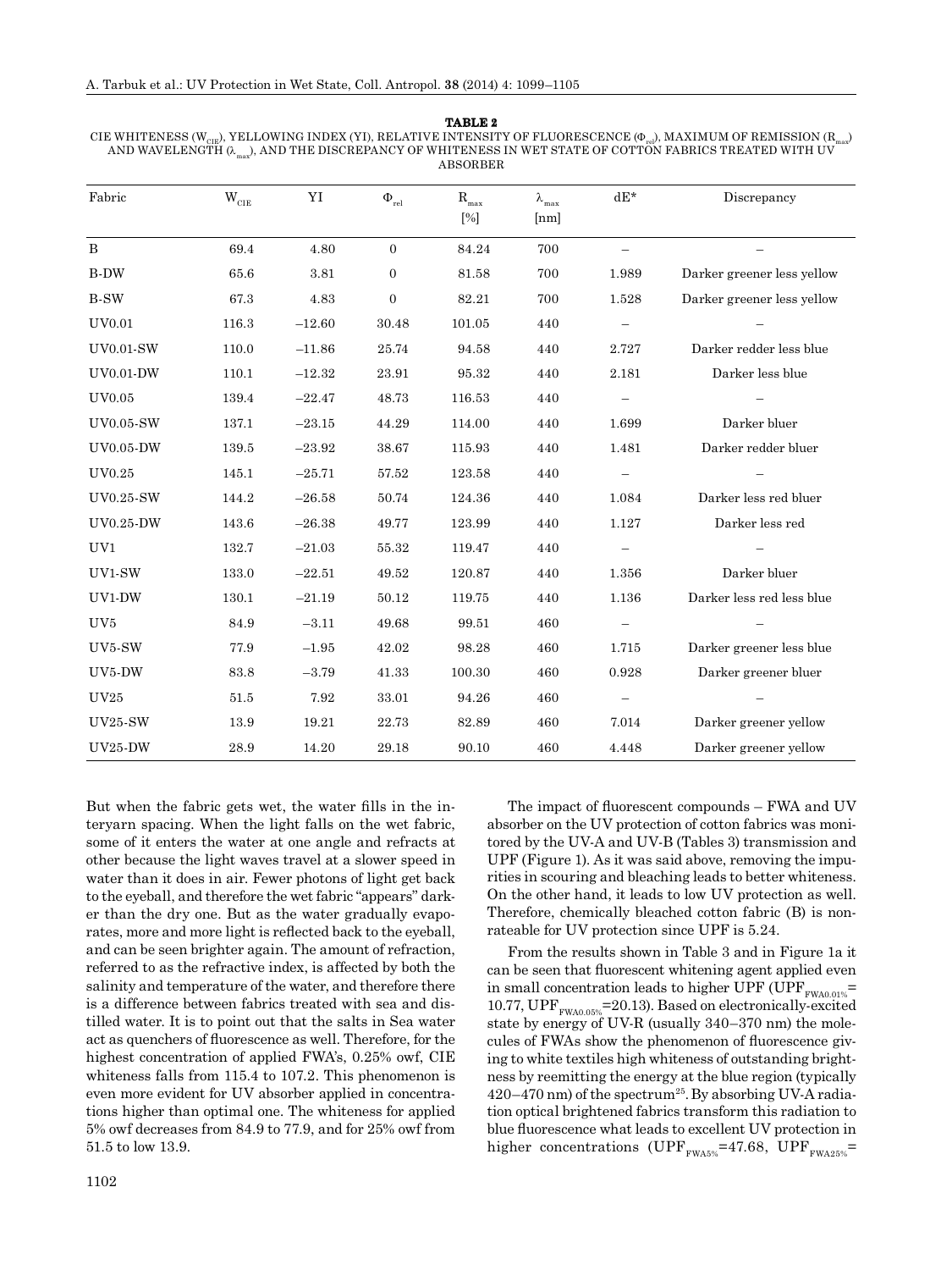**TABLE 2**
CIE WHITENESS ($W_{CIE}$), YELLOWING INDEX (YI), RELATIVE INTENSITY OF FLUORESCENCE ($\Phi_{rel}$), MAXIMUM OF REMISSION ($R_{max}$) AND WAVELENGTH ($\lambda_{max}$), AND THE DISCREPANCY OF WHITENESS IN WET STATE OF COTTON FABRICS TREATED WITH UV ABSORBER

| Fabric | $W_{CIE}$ | YI | $\Phi_{rel}$ | $R_{max}$ [%] | $\lambda_{max}$ [nm] | dE* | Discrepancy |
|---|---|---|---|---|---|---|---|
| B | 69.4 | 4.80 | 0 | 84.24 | 700 | – | – |
| B-DW | 65.6 | 3.81 | 0 | 81.58 | 700 | 1.989 | Darker greener less yellow |
| B-SW | 67.3 | 4.83 | 0 | 82.21 | 700 | 1.528 | Darker greener less yellow |
| UV0.01 | 116.3 | –12.60 | 30.48 | 101.05 | 440 | – | – |
| UV0.01-SW | 110.0 | –11.86 | 25.74 | 94.58 | 440 | 2.727 | Darker redder less blue |
| UV0.01-DW | 110.1 | –12.32 | 23.91 | 95.32 | 440 | 2.181 | Darker less blue |
| UV0.05 | 139.4 | –22.47 | 48.73 | 116.53 | 440 | – | – |
| UV0.05-SW | 137.1 | –23.15 | 44.29 | 114.00 | 440 | 1.699 | Darker bluer |
| UV0.05-DW | 139.5 | –23.92 | 38.67 | 115.93 | 440 | 1.481 | Darker redder bluer |
| UV0.25 | 145.1 | –25.71 | 57.52 | 123.58 | 440 | – | – |
| UV0.25-SW | 144.2 | –26.58 | 50.74 | 124.36 | 440 | 1.084 | Darker less red bluer |
| UV0.25-DW | 143.6 | –26.38 | 49.77 | 123.99 | 440 | 1.127 | Darker less red |
| UV1 | 132.7 | –21.03 | 55.32 | 119.47 | 440 | – | – |
| UV1-SW | 133.0 | –22.51 | 49.52 | 120.87 | 440 | 1.356 | Darker bluer |
| UV1-DW | 130.1 | –21.19 | 50.12 | 119.75 | 440 | 1.136 | Darker less red less blue |
| UV5 | 84.9 | –3.11 | 49.68 | 99.51 | 460 | – | – |
| UV5-SW | 77.9 | –1.95 | 42.02 | 98.28 | 460 | 1.715 | Darker greener less blue |
| UV5-DW | 83.8 | –3.79 | 41.33 | 100.30 | 460 | 0.928 | Darker greener bluer |
| UV25 | 51.5 | 7.92 | 33.01 | 94.26 | 460 | – | – |
| UV25-SW | 13.9 | 19.21 | 22.73 | 82.89 | 460 | 7.014 | Darker greener yellow |
| UV25-DW | 28.9 | 14.20 | 29.18 | 90.10 | 460 | 4.448 | Darker greener yellow |

But when the fabric gets wet, the water fills in the interyarn spacing. When the light falls on the wet fabric, some of it enters the water at one angle and refracts at other because the light waves travel at a slower speed in water than it does in air. Fewer photons of light get back to the eyeball, and therefore the wet fabric "appears" darker than the dry one. But as the water gradually evaporates, more and more light is reflected back to the eyeball, and can be seen brighter again. The amount of refraction, referred to as the refractive index, is affected by both the salinity and temperature of the water, and therefore there is a difference between fabrics treated with sea and distilled water. It is to point out that the salts in Sea water act as quenchers of fluorescence as well. Therefore, for the highest concentration of applied FWA's, 0.25% owf, CIE whiteness falls from 115.4 to 107.2. This phenomenon is even more evident for UV absorber applied in concentrations higher than optimal one. The whiteness for applied 5% owf decreases from 84.9 to 77.9, and for 25% owf from 51.5 to low 13.9.

The impact of fluorescent compounds – FWA and UV absorber on the UV protection of cotton fabrics was monitored by the UV-A and UV-B (Tables 3) transmission and UPF (Figure 1). As it was said above, removing the impurities in scouring and bleaching leads to better whiteness. On the other hand, it leads to low UV protection as well. Therefore, chemically bleached cotton fabric (B) is nonrateable for UV protection since UPF is 5.24.

From the results shown in Table 3 and in Figure 1a it can be seen that fluorescent whitening agent applied even in small concentration leads to higher UPF ($UPF_{FWA0.01\%}$= 10.77, $UPF_{FWA0.05\%}$=20.13). Based on electronically-excited state by energy of UV-R (usually 340–370 nm) the molecules of FWAs show the phenomenon of fluorescence giving to white textiles high whiteness of outstanding brightness by reemitting the energy at the blue region (typically 420–470 nm) of the spectrum[25]. By absorbing UV-A radiation optical brightened fabrics transform this radiation to blue fluorescence what leads to excellent UV protection in higher concentrations ($UPF_{FWA5\%}$=47.68, $UPF_{FWA25\%}$=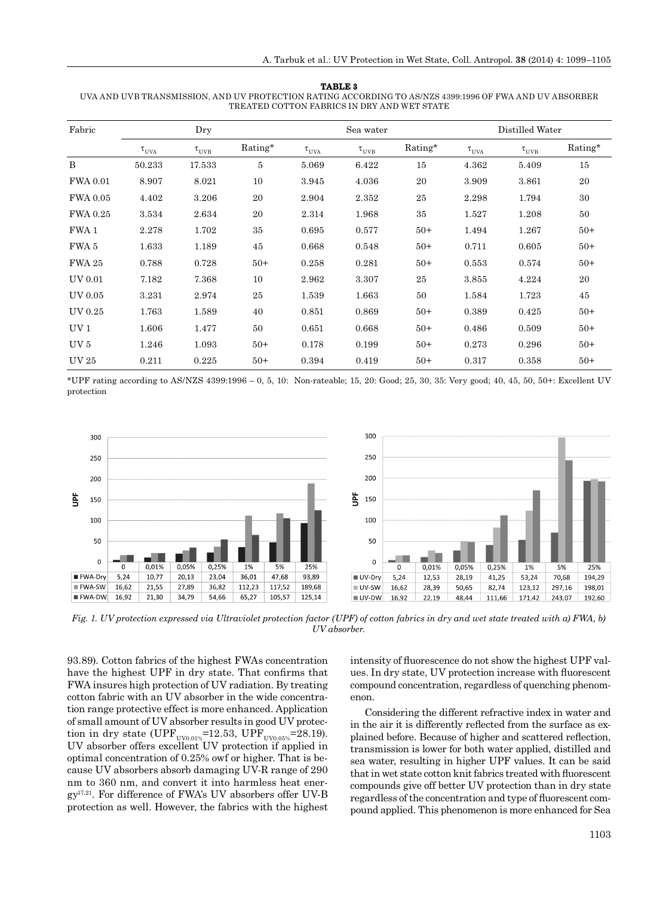**TABLE 3**
UVA AND UVB TRANSMISSION, AND UV PROTECTION RATING ACCORDING TO AS/NZS 4399:1996 OF FWA AND UV ABSORBER TREATED COTTON FABRICS IN DRY AND WET STATE

| Fabric | Dry | | | Sea water | | | Distilled Water | | |
|---|---|---|---|---|---|---|---|---|---|
| | $\tau_{UVA}$ | $\tau_{UVB}$ | Rating* | $\tau_{UVA}$ | $\tau_{UVB}$ | Rating* | $\tau_{UVA}$ | $\tau_{UVB}$ | Rating* |
| B | 50.233 | 17.533 | 5 | 5.069 | 6.422 | 15 | 4.362 | 5.409 | 15 |
| FWA 0.01 | 8.907 | 8.021 | 10 | 3.945 | 4.036 | 20 | 3.909 | 3.861 | 20 |
| FWA 0.05 | 4.402 | 3.206 | 20 | 2.904 | 2.352 | 25 | 2.298 | 1.794 | 30 |
| FWA 0.25 | 3.534 | 2.634 | 20 | 2.314 | 1.968 | 35 | 1.527 | 1.208 | 50 |
| FWA 1 | 2.278 | 1.702 | 35 | 0.695 | 0.577 | 50+ | 1.494 | 1.267 | 50+ |
| FWA 5 | 1.633 | 1.189 | 45 | 0.668 | 0.548 | 50+ | 0.711 | 0.605 | 50+ |
| FWA 25 | 0.788 | 0.728 | 50+ | 0.258 | 0.281 | 50+ | 0.553 | 0.574 | 50+ |
| UV 0.01 | 7.182 | 7.368 | 10 | 2.962 | 3.307 | 25 | 3.855 | 4.224 | 20 |
| UV 0.05 | 3.231 | 2.974 | 25 | 1.539 | 1.663 | 50 | 1.584 | 1.723 | 45 |
| UV 0.25 | 1.763 | 1.589 | 40 | 0.851 | 0.869 | 50+ | 0.389 | 0.425 | 50+ |
| UV 1 | 1.606 | 1.477 | 50 | 0.651 | 0.668 | 50+ | 0.486 | 0.509 | 50+ |
| UV 5 | 1.246 | 1.093 | 50+ | 0.178 | 0.199 | 50+ | 0.273 | 0.296 | 50+ |
| UV 25 | 0.211 | 0.225 | 50+ | 0.394 | 0.419 | 50+ | 0.317 | 0.358 | 50+ |

*UPF rating according to AS/NZS 4399:1996 – 0, 5, 10: Non-rateable; 15, 20: Good; 25, 30, 35: Very good; 40, 45, 50, 50+: Excellent UV protection

| | 0 | 0,01% | 0,05% | 0,25% | 1% | 5% | 25% |
|---|---|---|---|---|---|---|---|
| FWA-Dry | 5,24 | 10,77 | 20,13 | 23,04 | 36,01 | 47,68 | 93,89 |
| FWA-SW | 16,62 | 21,55 | 27,89 | 36,82 | 112,23 | 117,52 | 189,68 |
| FWA-DW | 16,92 | 21,30 | 34,79 | 54,66 | 65,27 | 105,57 | 125,14 |

| | 0 | 0,01% | 0,05% | 0,25% | 1% | 5% | 25% |
|---|---|---|---|---|---|---|---|
| UV-Dry | 5,24 | 12,53 | 28,19 | 41,25 | 53,24 | 70,68 | 194,29 |
| UV-SW | 16,62 | 28,39 | 50,65 | 82,74 | 123,12 | 297,16 | 198,01 |
| UV-DW | 16,92 | 22,19 | 48,44 | 111,66 | 171,42 | 243,07 | 192,60 |

*Fig. 1. UV protection expressed via Ultraviolet protection factor (UPF) of cotton fabrics in dry and wet state treated with a) FWA, b) UV absorber.*

93.89). Cotton fabrics of the highest FWAs concentration have the highest UPF in dry state. That confirms that FWA insures high protection of UV radiation. By treating cotton fabric with an UV absorber in the wide concentration range protective effect is more enhanced. Application of small amount of UV absorber results in good UV protection in dry state ($UPF_{UV0.01\%}$=12.53, $UPF_{UV0.05\%}$=28.19). UV absorber offers excellent UV protection if applied in optimal concentration of 0.25% owf or higher. That is because UV absorbers absorb damaging UV-R range of 290 nm to 360 nm, and convert it into harmless heat energy[17,21]. For difference of FWA's UV absorbers offer UV-B protection as well. However, the fabrics with the highest intensity of fluorescence do not show the highest UPF values. In dry state, UV protection increase with fluorescent compound concentration, regardless of quenching phenomenon.

Considering the different refractive index in water and in the air it is differently reflected from the surface as explained before. Because of higher and scattered reflection, transmission is lower for both water applied, distilled and sea water, resulting in higher UPF values. It can be said that in wet state cotton knit fabrics treated with fluorescent compounds give off better UV protection than in dry state regardless of the concentration and type of fluorescent compound applied. This phenomenon is more enhanced for Sea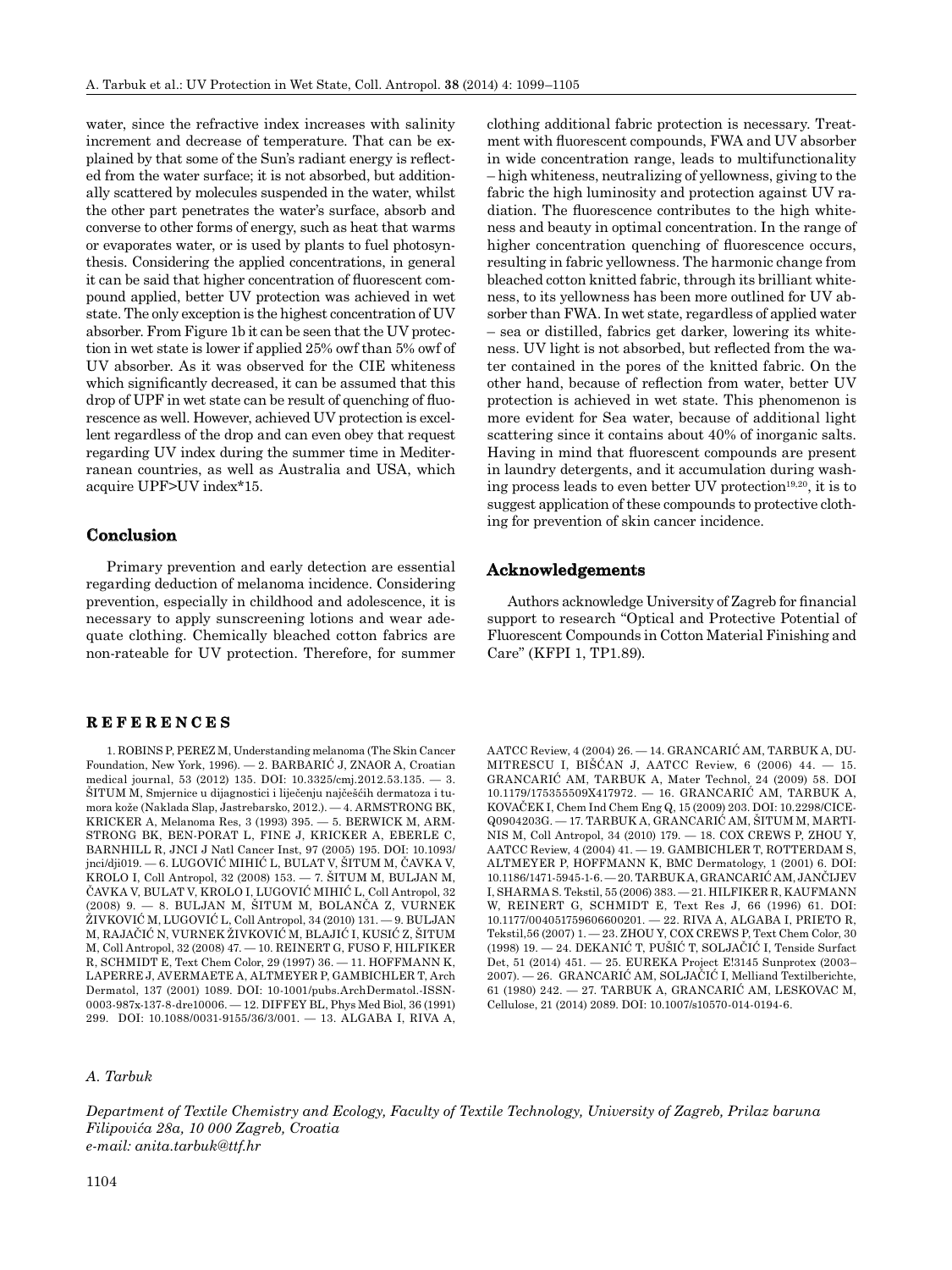water, since the refractive index increases with salinity increment and decrease of temperature. That can be explained by that some of the Sun's radiant energy is reflected from the water surface; it is not absorbed, but additionally scattered by molecules suspended in the water, whilst the other part penetrates the water's surface, absorb and converse to other forms of energy, such as heat that warms or evaporates water, or is used by plants to fuel photosynthesis. Considering the applied concentrations, in general it can be said that higher concentration of fluorescent compound applied, better UV protection was achieved in wet state. The only exception is the highest concentration of UV absorber. From Figure 1b it can be seen that the UV protection in wet state is lower if applied 25% owf than 5% owf of UV absorber. As it was observed for the CIE whiteness which significantly decreased, it can be assumed that this drop of UPF in wet state can be result of quenching of fluorescence as well. However, achieved UV protection is excellent regardless of the drop and can even obey that request regarding UV index during the summer time in Mediterranean countries, as well as Australia and USA, which acquire UPF>UV index*15.

## Conclusion

Primary prevention and early detection are essential regarding deduction of melanoma incidence. Considering prevention, especially in childhood and adolescence, it is necessary to apply sunscreening lotions and wear adequate clothing. Chemically bleached cotton fabrics are non-rateable for UV protection. Therefore, for summer clothing additional fabric protection is necessary. Treatment with fluorescent compounds, FWA and UV absorber in wide concentration range, leads to multifunctionality – high whiteness, neutralizing of yellowness, giving to the fabric the high luminosity and protection against UV radiation. The fluorescence contributes to the high whiteness and beauty in optimal concentration. In the range of higher concentration quenching of fluorescence occurs, resulting in fabric yellowness. The harmonic change from bleached cotton knitted fabric, through its brilliant whiteness, to its yellowness has been more outlined for UV absorber than FWA. In wet state, regardless of applied water – sea or distilled, fabrics get darker, lowering its whiteness. UV light is not absorbed, but reflected from the water contained in the pores of the knitted fabric. On the other hand, because of reflection from water, better UV protection is achieved in wet state. This phenomenon is more evident for Sea water, because of additional light scattering since it contains about 40% of inorganic salts. Having in mind that fluorescent compounds are present in laundry detergents, and it accumulation during washing process leads to even better UV protection[19,20], it is to suggest application of these compounds to protective clothing for prevention of skin cancer incidence.

## Acknowledgements

Authors acknowledge University of Zagreb for financial support to research "Optical and Protective Potential of Fluorescent Compounds in Cotton Material Finishing and Care" (KFPI 1, TP1.89).

## REFERENCES

1. ROBINS P, PEREZ M, Understanding melanoma (The Skin Cancer Foundation, New York, 1996). — 2. BARBARIĆ J, ZNAOR A, Croatian medical journal, 53 (2012) 135. DOI: 10.3325/cmj.2012.53.135. — 3. ŠITUM M, Smjernice u dijagnostici i liječenju najčešćih dermatoza i tumora kože (Naklada Slap, Jastrebarsko, 2012.). — 4. ARMSTRONG BK, KRICKER A, Melanoma Res, 3 (1993) 395. — 5. BERWICK M, ARMSTRONG BK, BEN-PORAT L, FINE J, KRICKER A, EBERLE C, BARNHILL R, JNCI J Natl Cancer Inst, 97 (2005) 195. DOI: 10.1093/jnci/dji019. — 6. LUGOVIĆ MIHIĆ L, BULAT V, ŠITUM M, ČAVKA V, KROLO I, Coll Antropol, 32 (2008) 153. — 7. ŠITUM M, BULJAN M, ČAVKA V, BULAT V, KROLO I, LUGOVIĆ MIHIĆ L, Coll Antropol, 32 (2008) 9. — 8. BULJAN M, ŠITUM M, BOLANČA Z, VURNEK ŽIVKOVIĆ M, LUGOVIĆ L, Coll Antropol, 34 (2010) 131. — 9. BULJAN M, RAJAČIĆ N, VURNEK ŽIVKOVIĆ M, BLAJIĆ I, KUSIĆ Z, ŠITUM M, Coll Antropol, 32 (2008) 47. — 10. REINERT G, FUSO F, HILFIKER R, SCHMIDT E, Text Chem Color, 29 (1997) 36. — 11. HOFFMANN K, LAPERRE J, AVERMAETE A, ALTMEYER P, GAMBICHLER T, Arch Dermatol, 137 (2001) 1089. DOI: 10-1001/pubs.ArchDermatol.-ISSN-0003-987x-137-8-dre10006. — 12. DIFFEY BL, Phys Med Biol, 36 (1991) 299. DOI: 10.1088/0031-9155/36/3/001. — 13. ALGABA I, RIVA A, AATCC Review, 4 (2004) 26. — 14. GRANCARIĆ AM, TARBUK A, DUMITRESCU I, BIŠĆAN J, AATCC Review, 6 (2006) 44. — 15. GRANCARIĆ AM, TARBUK A, Mater Technol, 24 (2009) 58. DOI 10.1179/175355509X417972. — 16. GRANCARIĆ AM, TARBUK A, KOVAČEK I, Chem Ind Chem Eng Q, 15 (2009) 203. DOI: 10.2298/CICEQ0904203G. — 17. TARBUK A, GRANCARIĆ AM, ŠITUM M, MARTINIS M, Coll Antropol, 34 (2010) 179. — 18. COX CREWS P, ZHOU Y, AATCC Review, 4 (2004) 41. — 19. GAMBICHLER T, ROTTERDAM S, ALTMEYER P, HOFFMANN K, BMC Dermatology, 1 (2001) 6. DOI: 10.1186/1471-5945-1-6. — 20. TARBUK A, GRANCARIĆ AM, JANČIJEV I, SHARMA S. Tekstil, 55 (2006) 383. — 21. HILFIKER R, KAUFMANN W, REINERT G, SCHMIDT E, Text Res J, 66 (1996) 61. DOI: 10.1177/004051759606600201. — 22. RIVA A, ALGABA I, PRIETO R, Tekstil,56 (2007) 1. — 23. ZHOU Y, COX CREWS P, Text Chem Color, 30 (1998) 19. — 24. DEKANIĆ T, PUŠIĆ T, SOLJAČIĆ I, Tenside Surfact Det, 51 (2014) 451. — 25. EUREKA Project E!3145 Sunprotex (2003–2007). — 26. GRANCARIĆ AM, SOLJAČIĆ I, Melliand Textilberichte, 61 (1980) 242. — 27. TARBUK A, GRANCARIĆ AM, LESKOVAC M, Cellulose, 21 (2014) 2089. DOI: 10.1007/s10570-014-0194-6.

*A. Tarbuk*

*Department of Textile Chemistry and Ecology, Faculty of Textile Technology, University of Zagreb, Prilaz baruna Filipovića 28a, 10 000 Zagreb, Croatia*
*e-mail: anita.tarbuk@ttf.hr*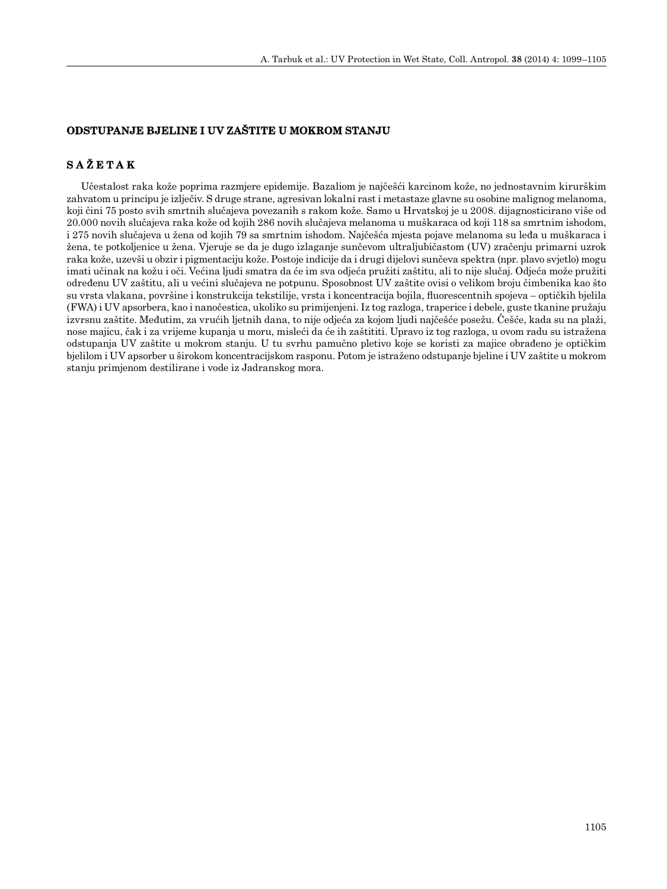## ODSTUPANJE BJELINE I UV ZAŠTITE U MOKROM STANJU

## SAŽETAK

Učestalost raka kože poprima razmjere epidemije. Bazaliom je najčešći karcinom kože, no jednostavnim kirurškim zahvatom u principu je izlječiv. S druge strane, agresivan lokalni rast i metastaze glavne su osobine malignog melanoma, koji čini 75 posto svih smrtnih slučajeva povezanih s rakom kože. Samo u Hrvatskoj je u 2008. dijagnosticirano više od 20.000 novih slučajeva raka kože od kojih 286 novih slučajeva melanoma u muškaraca od koji 118 sa smrtnim ishodom, i 275 novih slučajeva u žena od kojih 79 sa smrtnim ishodom. Najčešća mjesta pojave melanoma su leđa u muškaraca i žena, te potkoljenice u žena. Vjeruje se da je dugo izlaganje sunčevom ultraljubičastom (UV) zračenju primarni uzrok raka kože, uzevši u obzir i pigmentaciju kože. Postoje indicije da i drugi dijelovi sunčeva spektra (npr. plavo svjetlo) mogu imati učinak na kožu i oči. Većina ljudi smatra da će im sva odjeća pružiti zaštitu, ali to nije slučaj. Odjeća može pružiti određenu UV zaštitu, ali u većini slučajeva ne potpunu. Sposobnost UV zaštite ovisi o velikom broju čimbenika kao što su vrsta vlakana, površine i konstrukcija tekstilije, vrsta i koncentracija bojila, fluorescentnih spojeva – optičkih bjelila (FWA) i UV apsorbera, kao i nanočestica, ukoliko su primijenjeni. Iz tog razloga, traperice i debele, guste tkanine pružaju izvrsnu zaštite. Međutim, za vrućih ljetnih dana, to nije odjeća za kojom ljudi najčešće posežu. Češće, kada su na plaži, nose majicu, čak i za vrijeme kupanja u moru, misleći da će ih zaštititi. Upravo iz tog razloga, u ovom radu su istražena odstupanja UV zaštite u mokrom stanju. U tu svrhu pamučno pletivo koje se koristi za majice obrađeno je optičkim bjelilom i UV apsorber u širokom koncentracijskom rasponu. Potom je istraženo odstupanje bjeline i UV zaštite u mokrom stanju primjenom destilirane i vode iz Jadranskog mora.